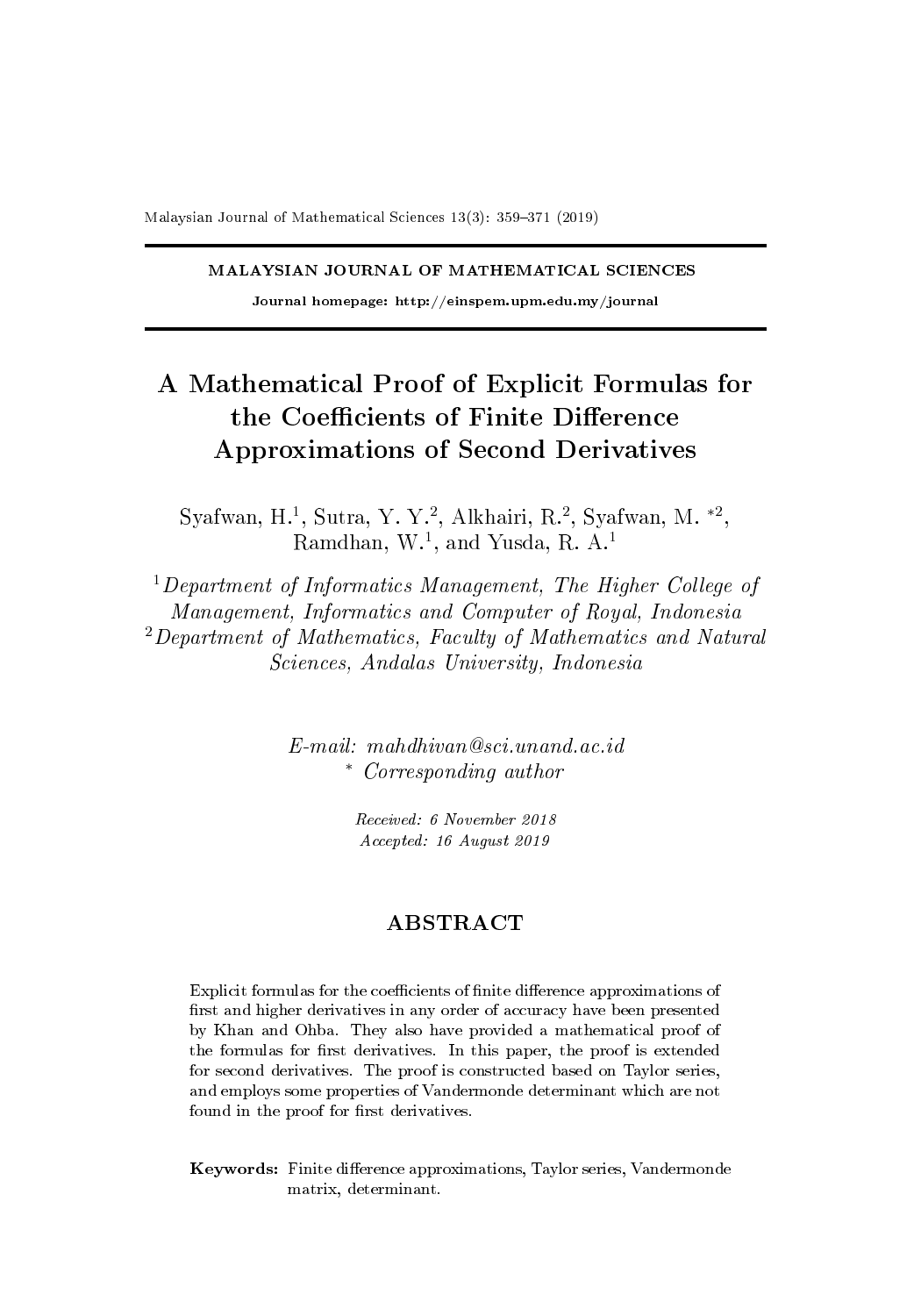MALAYSIAN JOURNAL OF MATHEMATICAL SCIENCES

**Journal homepage: http://einspem.upm.edu.my/journal**

# A Mathematical Proof of Explicit Formulas for the Coefficients of Finite Difference Approximations of Second Derivatives

Syafwan, H.[1], Sutra, Y. Y.[2], Alkhairi, R.[2], Syafwan, M. *[2], Ramdhan, W.[1], and Yusda, R. A.[1]

[1] *Department of Informatics Management, The Higher College of Management, Informatics and Computer of Royal, Indonesia*
[2] *Department of Mathematics, Faculty of Mathematics and Natural Sciences, Andalas University, Indonesia*

*E-mail: mahdhivan@sci.unand.ac.id*
\* *Corresponding author*

*Received: 6 November 2018*
*Accepted: 16 August 2019*

## ABSTRACT

Explicit formulas for the coefficients of finite difference approximations of first and higher derivatives in any order of accuracy have been presented by Khan and Ohba. They also have provided a mathematical proof of the formulas for first derivatives. In this paper, the proof is extended for second derivatives. The proof is constructed based on Taylor series, and employs some properties of Vandermonde determinant which are not found in the proof for first derivatives.

**Keywords:** Finite difference approximations, Taylor series, Vandermonde matrix, determinant.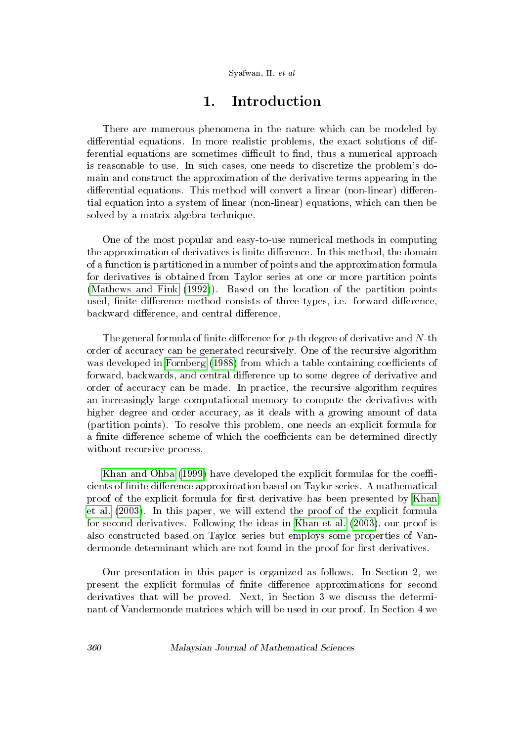# 1. Introduction

There are numerous phenomena in the nature which can be modeled by differential equations. In more realistic problems, the exact solutions of differential equations are sometimes difficult to find, thus a numerical approach is reasonable to use. In such cases, one needs to discretize the problem's domain and construct the approximation of the derivative terms appearing in the differential equations. This method will convert a linear (non-linear) differential equation into a system of linear (non-linear) equations, which can then be solved by a matrix algebra technique.

One of the most popular and easy-to-use numerical methods in computing the approximation of derivatives is finite difference. In this method, the domain of a function is partitioned in a number of points and the approximation formula for derivatives is obtained from Taylor series at one or more partition points (Mathews and Fink (1992)). Based on the location of the partition points used, finite difference method consists of three types, i.e. forward difference, backward difference, and central difference.

The general formula of finite difference for $p$-th degree of derivative and $N$-th order of accuracy can be generated recursively. One of the recursive algorithm was developed in Fornberg (1988) from which a table containing coefficients of forward, backwards, and central difference up to some degree of derivative and order of accuracy can be made. In practice, the recursive algorithm requires an increasingly large computational memory to compute the derivatives with higher degree and order accuracy, as it deals with a growing amount of data (partition points). To resolve this problem, one needs an explicit formula for a finite difference scheme of which the coefficients can be determined directly without recursive process.

Khan and Ohba (1999) have developed the explicit formulas for the coefficients of finite difference approximation based on Taylor series. A mathematical proof of the explicit formula for first derivative has been presented by Khan et al. (2003). In this paper, we will extend the proof of the explicit formula for second derivatives. Following the ideas in Khan et al. (2003), our proof is also constructed based on Taylor series but employs some properties of Vandermonde determinant which are not found in the proof for first derivatives.

Our presentation in this paper is organized as follows. In Section 2, we present the explicit formulas of finite difference approximations for second derivatives that will be proved. Next, in Section 3 we discuss the determinant of Vandermonde matrices which will be used in our proof. In Section 4 we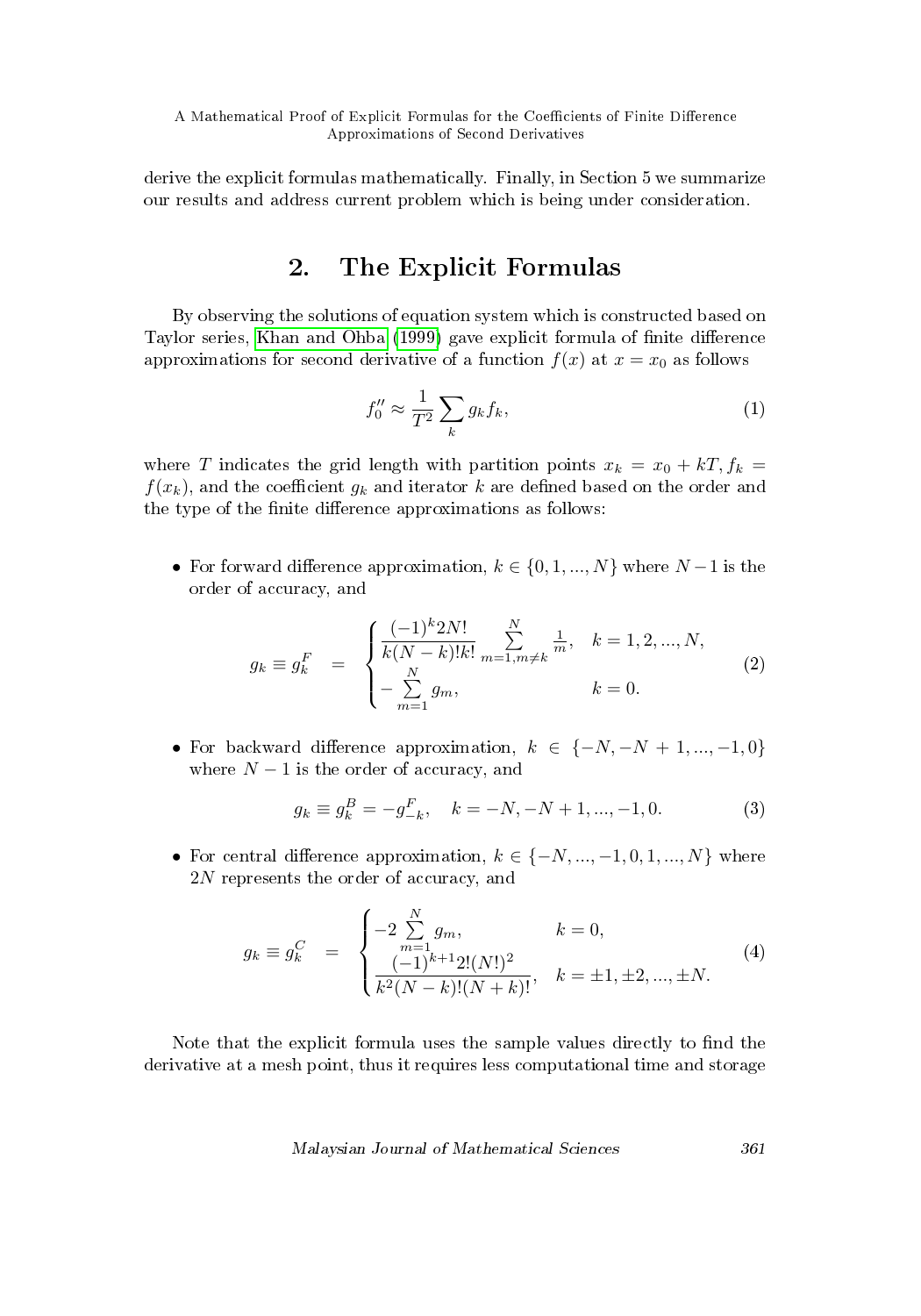derive the explicit formulas mathematically. Finally, in Section 5 we summarize our results and address current problem which is being under consideration.

## 2. The Explicit Formulas

By observing the solutions of equation system which is constructed based on Taylor series, Khan and Ohba (1999) gave explicit formula of finite difference approximations for second derivative of a function $f(x)$ at $x = x_0$ as follows

$$f_0'' \approx \frac{1}{T^2} \sum_k g_k f_k, \tag{1}$$

where $T$ indicates the grid length with partition points $x_k = x_0 + kT, f_k = f(x_k)$, and the coefficient $g_k$ and iterator $k$ are defined based on the order and the type of the finite difference approximations as follows:

- For forward difference approximation, $k \in \{0, 1, ..., N\}$ where $N - 1$ is the order of accuracy, and

$$g_k \equiv g_k^F = \begin{cases} \dfrac{(-1)^k 2N!}{k(N-k)!k!} \displaystyle\sum_{m=1, m \neq k}^{N} \frac{1}{m}, & k = 1, 2, ..., N, \\ -\displaystyle\sum_{m=1}^{N} g_m, & k = 0. \end{cases} \tag{2}$$

- For backward difference approximation, $k \in \{-N, -N+1, ..., -1, 0\}$ where $N - 1$ is the order of accuracy, and

$$g_k \equiv g_k^B = -g_{-k}^F, \quad k = -N, -N+1, ..., -1, 0. \tag{3}$$

- For central difference approximation, $k \in \{-N, ..., -1, 0, 1, ..., N\}$ where $2N$ represents the order of accuracy, and

$$g_k \equiv g_k^C = \begin{cases} -2\displaystyle\sum_{m=1}^{N} g_m, & k = 0, \\ \dfrac{(-1)^{k+1} 2!(N!)^2}{k^2(N-k)!(N+k)!}, & k = \pm 1, \pm 2, ..., \pm N. \end{cases} \tag{4}$$

Note that the explicit formula uses the sample values directly to find the derivative at a mesh point, thus it requires less computational time and storage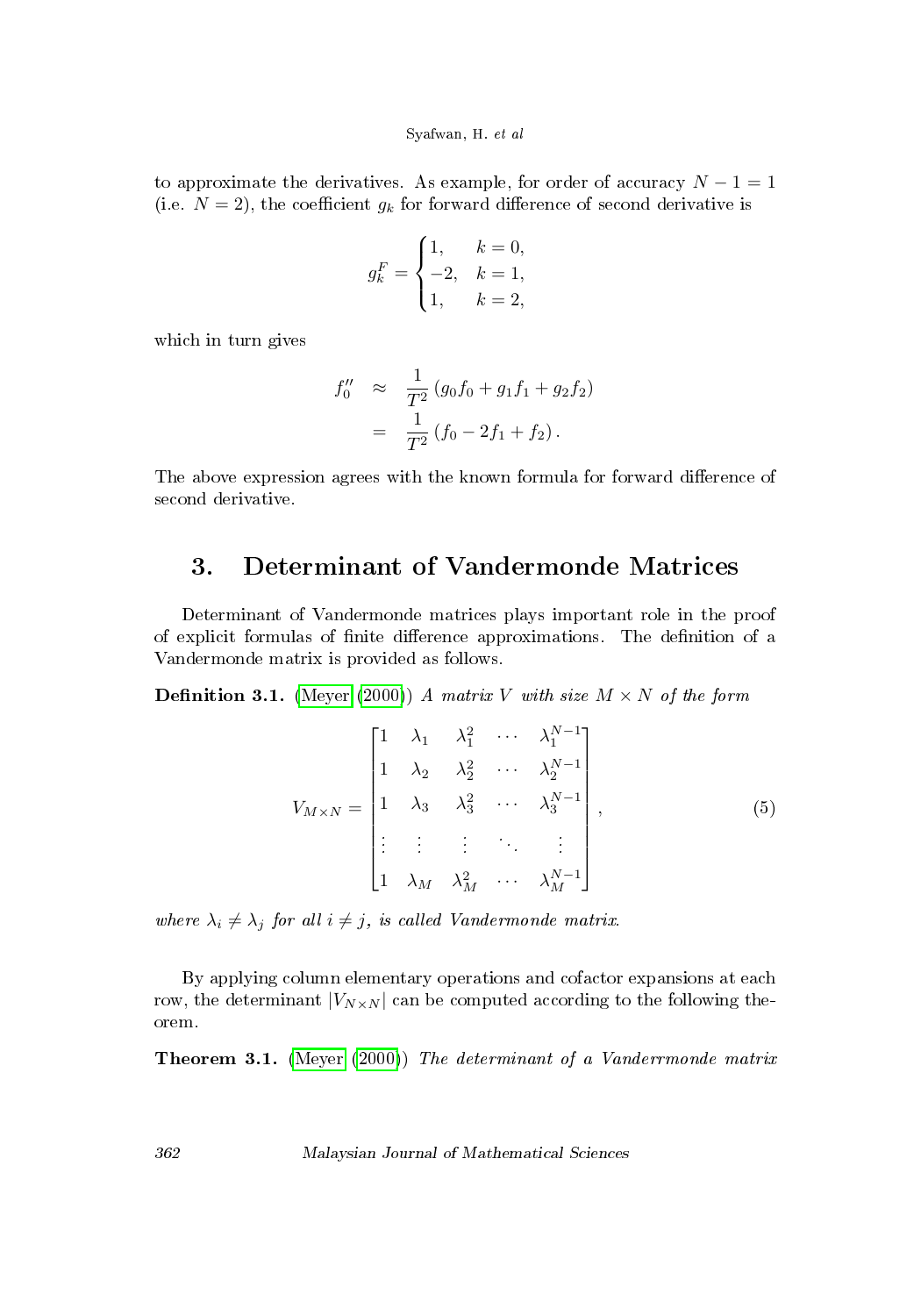to approximate the derivatives. As example, for order of accuracy $N-1=1$ (i.e. $N=2$), the coefficient $g_k$ for forward difference of second derivative is

$$
g_k^F = \begin{cases} 1, & k=0, \\ -2, & k=1, \\ 1, & k=2, \end{cases}
$$

which in turn gives

$$
\begin{aligned}
f_0'' &\approx \frac{1}{T^2}\left(g_0 f_0 + g_1 f_1 + g_2 f_2\right) \\
&= \frac{1}{T^2}\left(f_0 - 2f_1 + f_2\right).
\end{aligned}
$$

The above expression agrees with the known formula for forward difference of second derivative.

## 3. Determinant of Vandermonde Matrices

Determinant of Vandermonde matrices plays important role in the proof of explicit formulas of finite difference approximations. The definition of a Vandermonde matrix is provided as follows.

**Definition 3.1.** (Meyer (2000)) *A matrix $V$ with size $M \times N$ of the form*

$$
V_{M\times N} = \begin{bmatrix}
1 & \lambda_1 & \lambda_1^2 & \cdots & \lambda_1^{N-1} \\
1 & \lambda_2 & \lambda_2^2 & \cdots & \lambda_2^{N-1} \\
1 & \lambda_3 & \lambda_3^2 & \cdots & \lambda_3^{N-1} \\
\vdots & \vdots & \vdots & \ddots & \vdots \\
1 & \lambda_M & \lambda_M^2 & \cdots & \lambda_M^{N-1}
\end{bmatrix}, \tag{5}
$$

*where $\lambda_i \neq \lambda_j$ for all $i \neq j$, is called Vandermonde matrix.*

By applying column elementary operations and cofactor expansions at each row, the determinant $|V_{N\times N}|$ can be computed according to the following theorem.

**Theorem 3.1.** (Meyer (2000)) *The determinant of a Vanderrmonde matrix*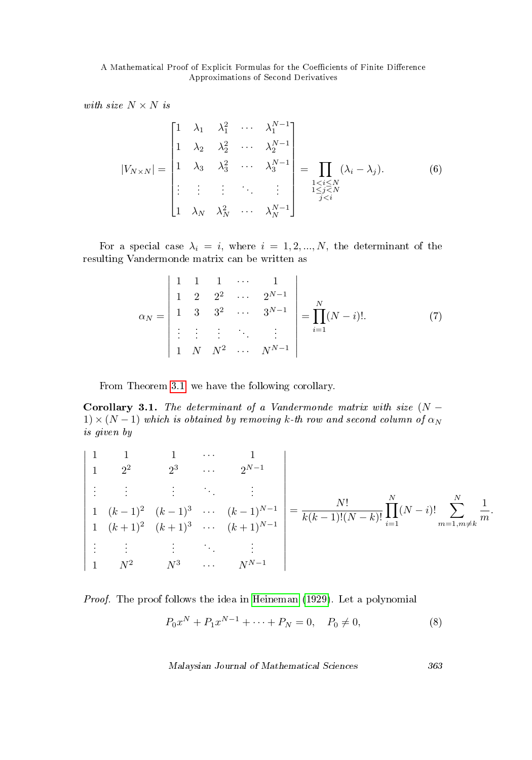*with size $N \times N$ is*

$$
|V_{N\times N}| = \begin{bmatrix} 1 & \lambda_1 & \lambda_1^2 & \cdots & \lambda_1^{N-1} \\ 1 & \lambda_2 & \lambda_2^2 & \cdots & \lambda_2^{N-1} \\ 1 & \lambda_3 & \lambda_3^2 & \cdots & \lambda_3^{N-1} \\ \vdots & \vdots & \vdots & \ddots & \vdots \\ 1 & \lambda_N & \lambda_N^2 & \cdots & \lambda_N^{N-1} \end{bmatrix} = \prod_{\substack{1<i\leq N \\ 1\leq j<N \\ j<i}} (\lambda_i - \lambda_j). \tag{6}
$$

For a special case $\lambda_i = i$, where $i = 1, 2, ..., N$, the determinant of the resulting Vandermonde matrix can be written as

$$
\alpha_N = \begin{vmatrix} 1 & 1 & 1 & \cdots & 1 \\ 1 & 2 & 2^2 & \cdots & 2^{N-1} \\ 1 & 3 & 3^2 & \cdots & 3^{N-1} \\ \vdots & \vdots & \vdots & \ddots & \vdots \\ 1 & N & N^2 & \cdots & N^{N-1} \end{vmatrix} = \prod_{i=1}^{N} (N-i)!. \tag{7}
$$

From Theorem 3.1 we have the following corollary.

**Corollary 3.1.** *The determinant of a Vandermonde matrix with size $(N-1)\times(N-1)$ which is obtained by removing $k$-th row and second column of $\alpha_N$ is given by*

$$
\begin{vmatrix} 1 & 1 & 1 & \cdots & 1 \\ 1 & 2^2 & 2^3 & \cdots & 2^{N-1} \\ \vdots & \vdots & \vdots & \ddots & \vdots \\ 1 & (k-1)^2 & (k-1)^3 & \cdots & (k-1)^{N-1} \\ 1 & (k+1)^2 & (k+1)^3 & \cdots & (k+1)^{N-1} \\ \vdots & \vdots & \vdots & \ddots & \vdots \\ 1 & N^2 & N^3 & \cdots & N^{N-1} \end{vmatrix} = \frac{N!}{k(k-1)!(N-k)!} \prod_{i=1}^{N} (N-i)! \sum_{m=1, m\neq k}^{N} \frac{1}{m}.
$$

*Proof.* The proof follows the idea in Heineman (1929). Let a polynomial

$$
P_0 x^N + P_1 x^{N-1} + \cdots + P_N = 0, \quad P_0 \neq 0, \tag{8}
$$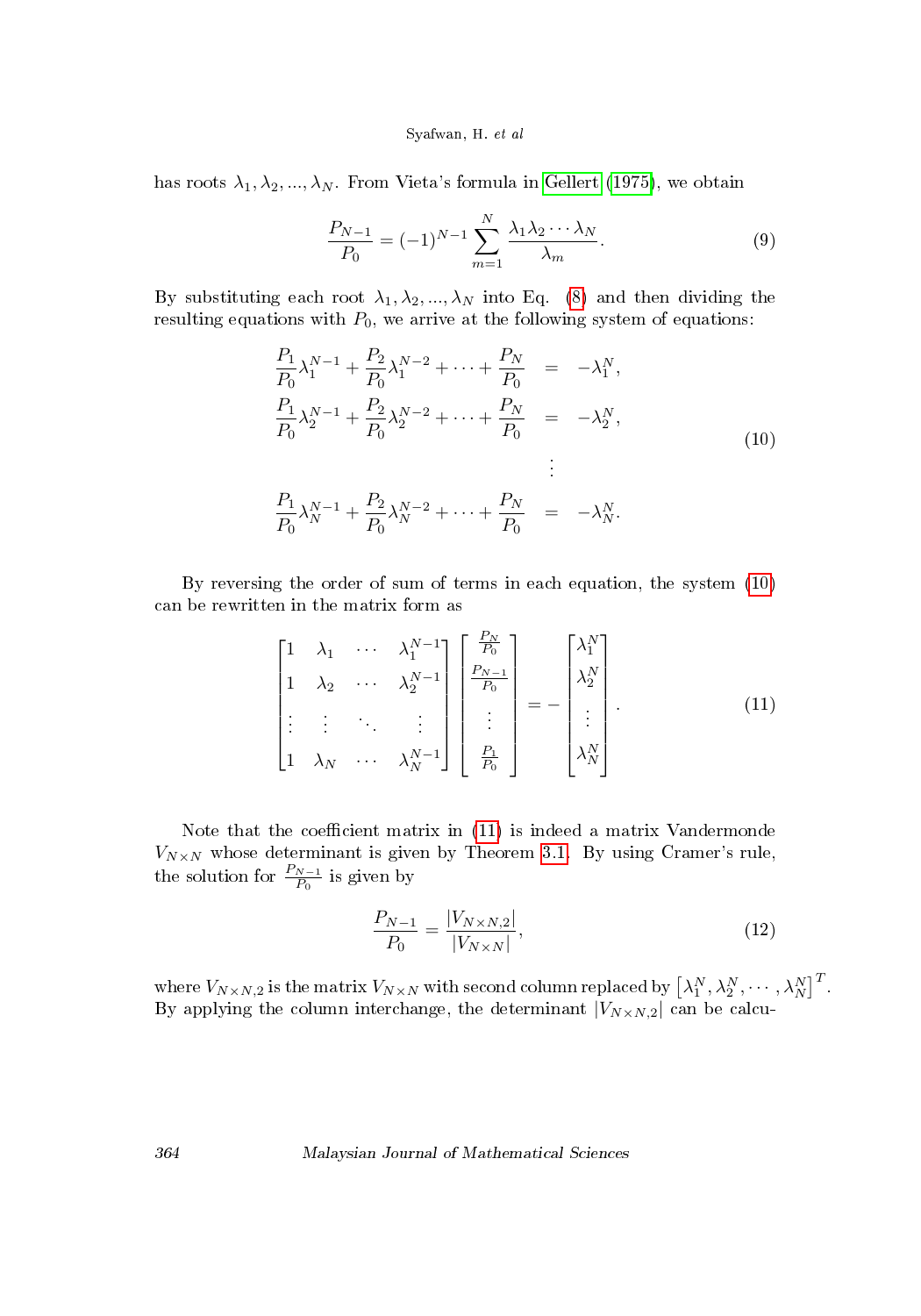has roots $\lambda_1, \lambda_2, ..., \lambda_N$. From Vieta's formula in Gellert (1975), we obtain

$$\frac{P_{N-1}}{P_0} = (-1)^{N-1} \sum_{m=1}^{N} \frac{\lambda_1 \lambda_2 \cdots \lambda_N}{\lambda_m}. \tag{9}$$

By substituting each root $\lambda_1, \lambda_2, ..., \lambda_N$ into Eq. (8) and then dividing the resulting equations with $P_0$, we arrive at the following system of equations:

$$\begin{aligned}
\frac{P_1}{P_0}\lambda_1^{N-1} + \frac{P_2}{P_0}\lambda_1^{N-2} + \cdots + \frac{P_N}{P_0} &= -\lambda_1^N, \\
\frac{P_1}{P_0}\lambda_2^{N-1} + \frac{P_2}{P_0}\lambda_2^{N-2} + \cdots + \frac{P_N}{P_0} &= -\lambda_2^N, \\
&\vdots \\
\frac{P_1}{P_0}\lambda_N^{N-1} + \frac{P_2}{P_0}\lambda_N^{N-2} + \cdots + \frac{P_N}{P_0} &= -\lambda_N^N.
\end{aligned} \tag{10}$$

By reversing the order of sum of terms in each equation, the system (10) can be rewritten in the matrix form as

$$\begin{bmatrix} 1 & \lambda_1 & \cdots & \lambda_1^{N-1} \\ 1 & \lambda_2 & \cdots & \lambda_2^{N-1} \\ \vdots & \vdots & \ddots & \vdots \\ 1 & \lambda_N & \cdots & \lambda_N^{N-1} \end{bmatrix} \begin{bmatrix} \frac{P_N}{P_0} \\ \frac{P_{N-1}}{P_0} \\ \vdots \\ \frac{P_1}{P_0} \end{bmatrix} = - \begin{bmatrix} \lambda_1^N \\ \lambda_2^N \\ \vdots \\ \lambda_N^N \end{bmatrix}. \tag{11}$$

Note that the coefficient matrix in (11) is indeed a matrix Vandermonde $V_{N\times N}$ whose determinant is given by Theorem 3.1. By using Cramer's rule, the solution for $\frac{P_{N-1}}{P_0}$ is given by

$$\frac{P_{N-1}}{P_0} = \frac{|V_{N\times N,2}|}{|V_{N\times N}|}, \tag{12}$$

where $V_{N\times N,2}$ is the matrix $V_{N\times N}$ with second column replaced by $\left[\lambda_1^N, \lambda_2^N, \cdots, \lambda_N^N\right]^T$. By applying the column interchange, the determinant $|V_{N\times N,2}|$ can be calcu-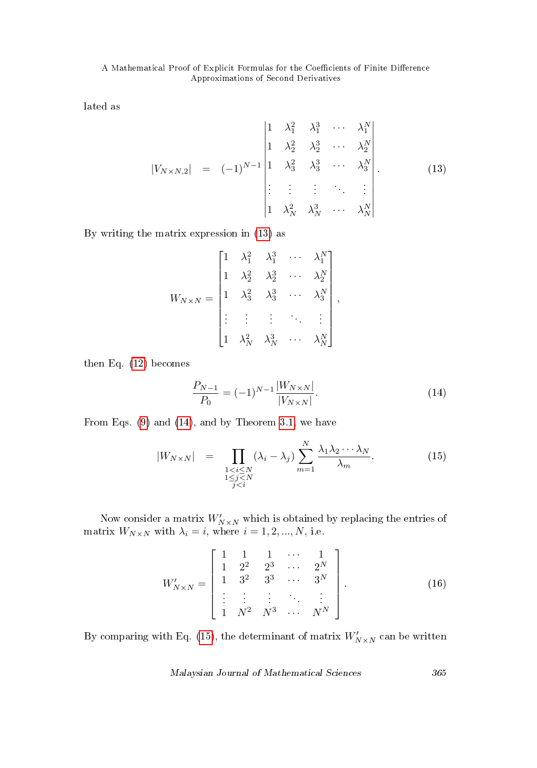lated as

$$
|V_{N\times N,2}| \quad = \quad (-1)^{N-1}\begin{vmatrix} 1 & \lambda_1^2 & \lambda_1^3 & \cdots & \lambda_1^N \\ 1 & \lambda_2^2 & \lambda_2^3 & \cdots & \lambda_2^N \\ 1 & \lambda_3^2 & \lambda_3^3 & \cdots & \lambda_3^N \\ \vdots & \vdots & \vdots & \ddots & \vdots \\ 1 & \lambda_N^2 & \lambda_N^3 & \cdots & \lambda_N^N \end{vmatrix}. \tag{13}
$$

By writing the matrix expression in (13) as

$$
W_{N\times N} = \begin{bmatrix} 1 & \lambda_1^2 & \lambda_1^3 & \cdots & \lambda_1^N \\ 1 & \lambda_2^2 & \lambda_2^3 & \cdots & \lambda_2^N \\ 1 & \lambda_3^2 & \lambda_3^3 & \cdots & \lambda_3^N \\ \vdots & \vdots & \vdots & \ddots & \vdots \\ 1 & \lambda_N^2 & \lambda_N^3 & \cdots & \lambda_N^N \end{bmatrix},
$$

then Eq. (12) becomes

$$
\frac{P_{N-1}}{P_0} = (-1)^{N-1}\frac{|W_{N\times N}|}{|V_{N\times N}|}. \tag{14}
$$

From Eqs. (9) and (14), and by Theorem 3.1, we have

$$
|W_{N\times N}| \quad = \quad \prod_{\substack{1<i\leq N \\ 1\leq j<N \\ j<i}} (\lambda_i - \lambda_j) \sum_{m=1}^{N} \frac{\lambda_1\lambda_2\cdots\lambda_N}{\lambda_m}. \tag{15}
$$

Now consider a matrix $W'_{N\times N}$ which is obtained by replacing the entries of matrix $W_{N\times N}$ with $\lambda_i = i$, where $i = 1, 2, ..., N$, i.e.

$$
W'_{N\times N} = \begin{bmatrix} 1 & 1 & 1 & \cdots & 1 \\ 1 & 2^2 & 2^3 & \cdots & 2^N \\ 1 & 3^2 & 3^3 & \cdots & 3^N \\ \vdots & \vdots & \vdots & \ddots & \vdots \\ 1 & N^2 & N^3 & \cdots & N^N \end{bmatrix}. \tag{16}
$$

By comparing with Eq. (15), the determinant of matrix $W'_{N\times N}$ can be written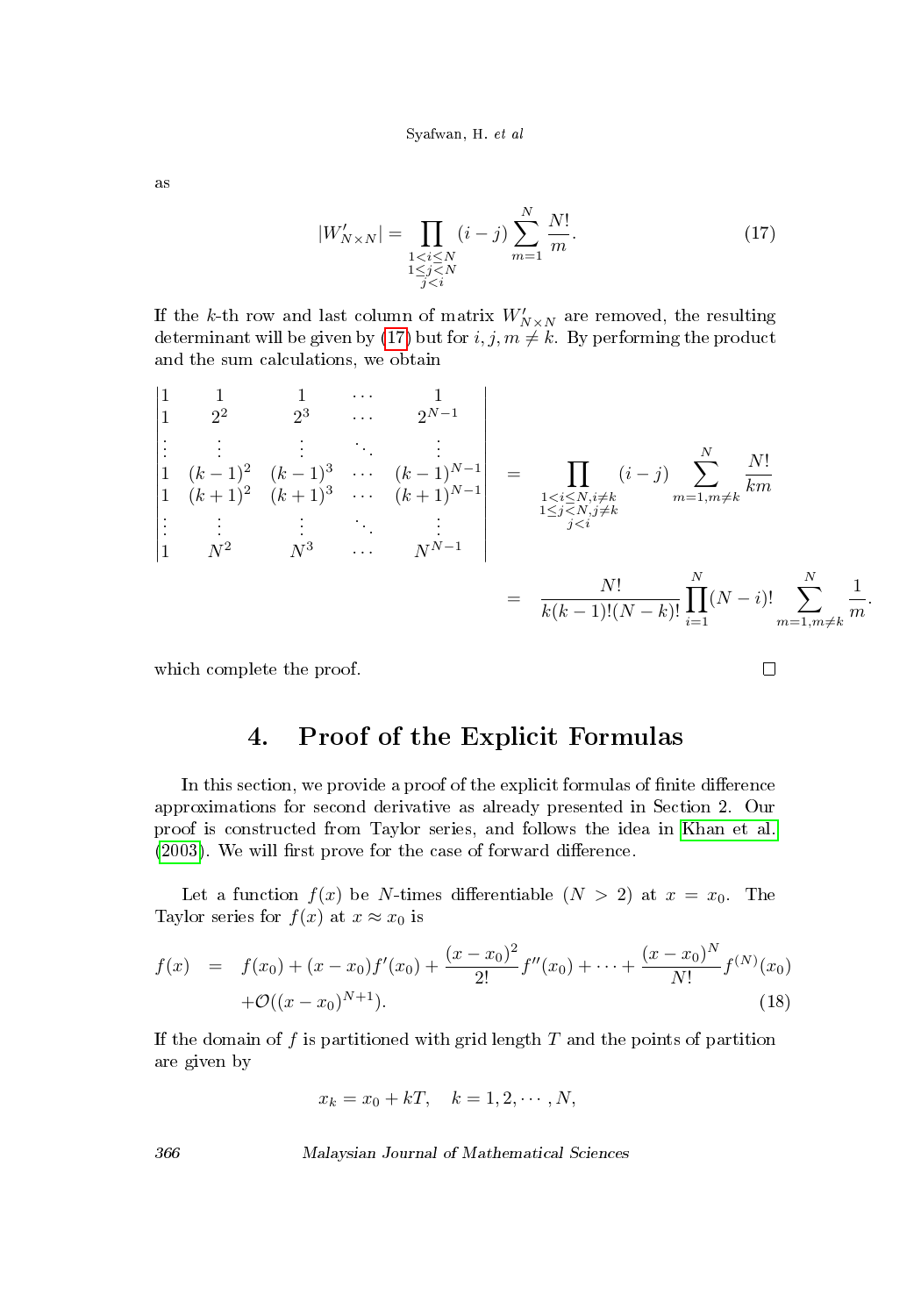as

$$|W'_{N\times N}| = \prod_{\substack{1<i\leq N\\ 1\leq j<N\\ j<i}} (i-j) \sum_{m=1}^{N} \frac{N!}{m}. \tag{17}$$

If the $k$-th row and last column of matrix $W'_{N\times N}$ are removed, the resulting determinant will be given by (17) but for $i, j, m \neq k$. By performing the product and the sum calculations, we obtain

$$\begin{vmatrix} 1 & 1 & 1 & \cdots & 1 \\ 1 & 2^2 & 2^3 & \cdots & 2^{N-1} \\ \vdots & \vdots & \vdots & \ddots & \vdots \\ 1 & (k-1)^2 & (k-1)^3 & \cdots & (k-1)^{N-1} \\ 1 & (k+1)^2 & (k+1)^3 & \cdots & (k+1)^{N-1} \\ \vdots & \vdots & \vdots & \ddots & \vdots \\ 1 & N^2 & N^3 & \cdots & N^{N-1} \end{vmatrix} = \prod_{\substack{1<i\leq N, i\neq k\\ 1\leq j<N, j\neq k\\ j<i}} (i-j) \sum_{m=1, m\neq k}^{N} \frac{N!}{km}$$

$$= \frac{N!}{k(k-1)!(N-k)!} \prod_{i=1}^{N} (N-i)! \sum_{m=1, m\neq k}^{N} \frac{1}{m}.$$

which complete the proof. □

## 4. Proof of the Explicit Formulas

In this section, we provide a proof of the explicit formulas of finite difference approximations for second derivative as already presented in Section 2. Our proof is constructed from Taylor series, and follows the idea in Khan et al. (2003). We will first prove for the case of forward difference.

Let a function $f(x)$ be $N$-times differentiable ($N > 2$) at $x = x_0$. The Taylor series for $f(x)$ at $x \approx x_0$ is

$$\begin{aligned} f(x) \quad = \quad & f(x_0) + (x-x_0)f'(x_0) + \frac{(x-x_0)^2}{2!}f''(x_0) + \cdots + \frac{(x-x_0)^N}{N!}f^{(N)}(x_0) \\ & + \mathcal{O}((x-x_0)^{N+1}). \end{aligned} \tag{18}$$

If the domain of $f$ is partitioned with grid length $T$ and the points of partition are given by

$$x_k = x_0 + kT, \quad k = 1, 2, \cdots, N,$$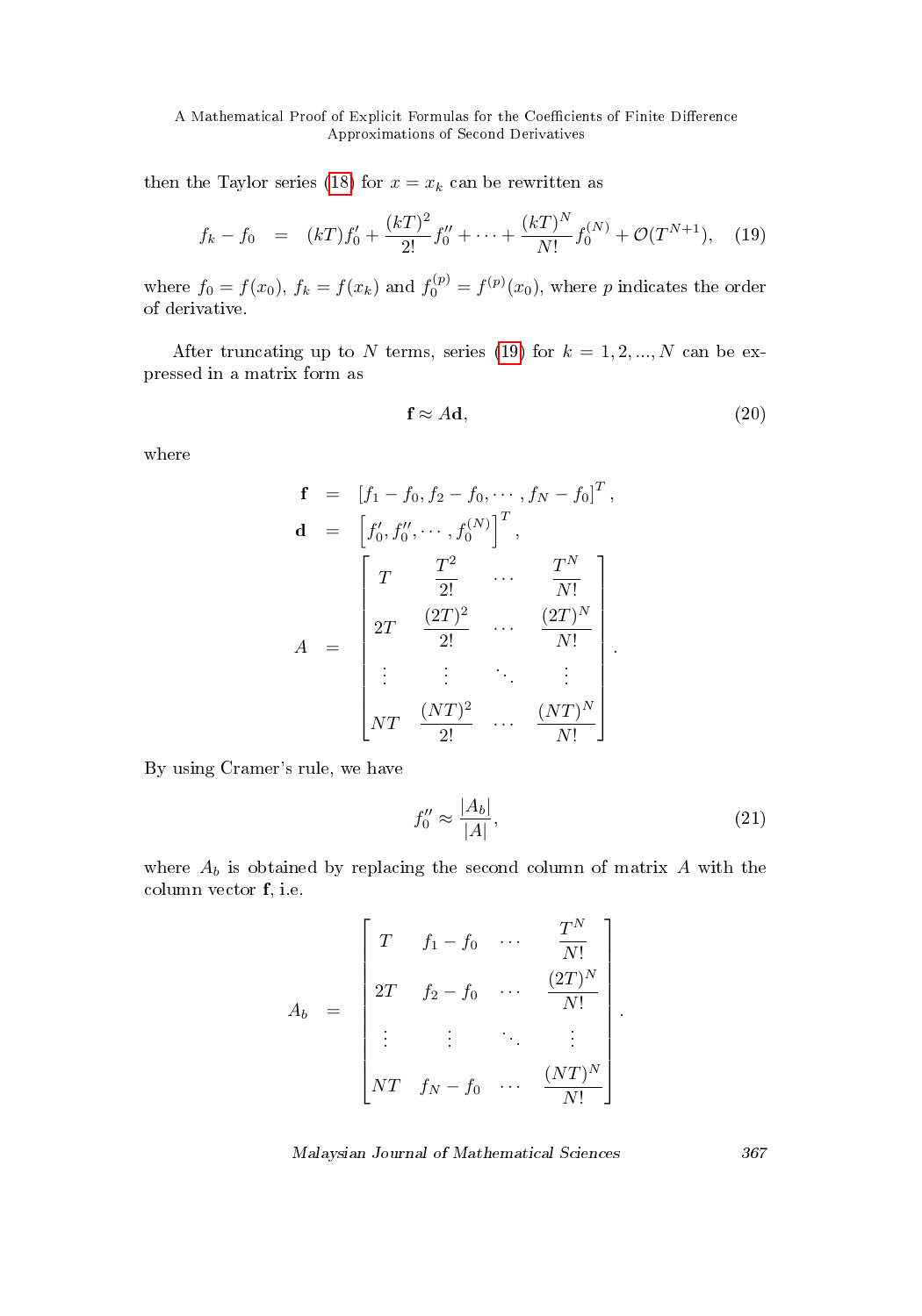then the Taylor series (18) for $x = x_k$ can be rewritten as

$$f_k - f_0 \quad = \quad (kT)f_0' + \frac{(kT)^2}{2!}f_0'' + \cdots + \frac{(kT)^N}{N!}f_0^{(N)} + \mathcal{O}(T^{N+1}), \tag{19}$$

where $f_0 = f(x_0)$, $f_k = f(x_k)$ and $f_0^{(p)} = f^{(p)}(x_0)$, where $p$ indicates the order of derivative.

After truncating up to $N$ terms, series (19) for $k = 1, 2, ..., N$ can be expressed in a matrix form as

$$\mathbf{f} \approx A\mathbf{d}, \tag{20}$$

where

$$\begin{aligned}
\mathbf{f} &= \left[f_1 - f_0, f_2 - f_0, \cdots, f_N - f_0\right]^T, \\
\mathbf{d} &= \left[f_0', f_0'', \cdots, f_0^{(N)}\right]^T, \\
A &= \begin{bmatrix} T & \dfrac{T^2}{2!} & \cdots & \dfrac{T^N}{N!} \\ 2T & \dfrac{(2T)^2}{2!} & \cdots & \dfrac{(2T)^N}{N!} \\ \vdots & \vdots & \ddots & \vdots \\ NT & \dfrac{(NT)^2}{2!} & \cdots & \dfrac{(NT)^N}{N!} \end{bmatrix}.
\end{aligned}$$

By using Cramer's rule, we have

$$f_0'' \approx \frac{|A_b|}{|A|}, \tag{21}$$

where $A_b$ is obtained by replacing the second column of matrix $A$ with the column vector $\mathbf{f}$, i.e.

$$A_b = \begin{bmatrix} T & f_1 - f_0 & \cdots & \dfrac{T^N}{N!} \\ 2T & f_2 - f_0 & \cdots & \dfrac{(2T)^N}{N!} \\ \vdots & \vdots & \ddots & \vdots \\ NT & f_N - f_0 & \cdots & \dfrac{(NT)^N}{N!} \end{bmatrix}.$$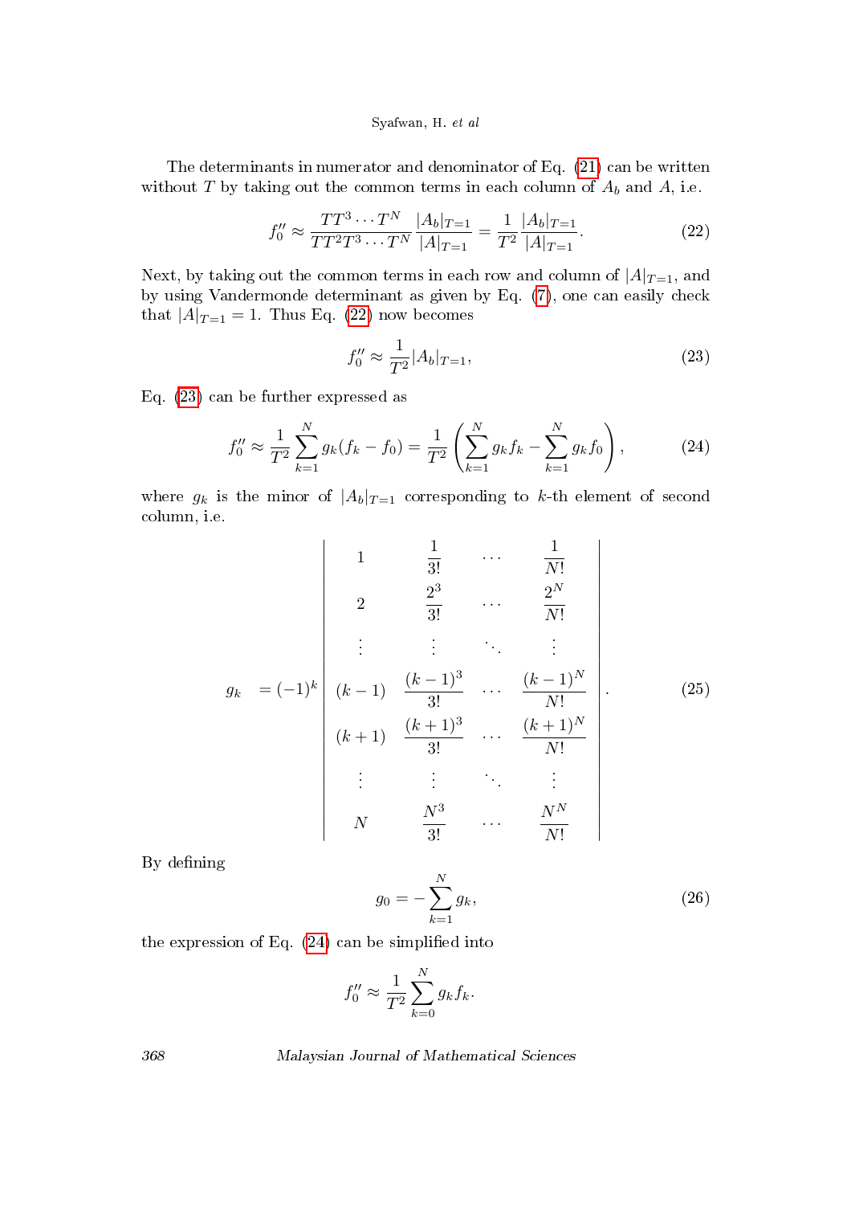The determinants in numerator and denominator of Eq. (21) can be written without $T$ by taking out the common terms in each column of $A_b$ and $A$, i.e.

$$f_0'' \approx \frac{TT^3 \cdots T^N}{TT^2T^3 \cdots T^N} \frac{|A_b|_{T=1}}{|A|_{T=1}} = \frac{1}{T^2} \frac{|A_b|_{T=1}}{|A|_{T=1}}. \tag{22}$$

Next, by taking out the common terms in each row and column of $|A|_{T=1}$, and by using Vandermonde determinant as given by Eq. (7), one can easily check that $|A|_{T=1} = 1$. Thus Eq. (22) now becomes

$$f_0'' \approx \frac{1}{T^2} |A_b|_{T=1}, \tag{23}$$

Eq. (23) can be further expressed as

$$f_0'' \approx \frac{1}{T^2} \sum_{k=1}^{N} g_k (f_k - f_0) = \frac{1}{T^2} \left( \sum_{k=1}^{N} g_k f_k - \sum_{k=1}^{N} g_k f_0 \right), \tag{24}$$

where $g_k$ is the minor of $|A_b|_{T=1}$ corresponding to $k$-th element of second column, i.e.

$$g_k = (-1)^k \begin{vmatrix} 1 & \frac{1}{3!} & \cdots & \frac{1}{N!} \\ 2 & \frac{2^3}{3!} & \cdots & \frac{2^N}{N!} \\ \vdots & \vdots & \ddots & \vdots \\ (k-1) & \frac{(k-1)^3}{3!} & \cdots & \frac{(k-1)^N}{N!} \\ (k+1) & \frac{(k+1)^3}{3!} & \cdots & \frac{(k+1)^N}{N!} \\ \vdots & \vdots & \ddots & \vdots \\ N & \frac{N^3}{3!} & \cdots & \frac{N^N}{N!} \end{vmatrix}. \tag{25}$$

By defining

$$g_0 = -\sum_{k=1}^{N} g_k, \tag{26}$$

the expression of Eq. (24) can be simplified into

$$f_0'' \approx \frac{1}{T^2} \sum_{k=0}^{N} g_k f_k.$$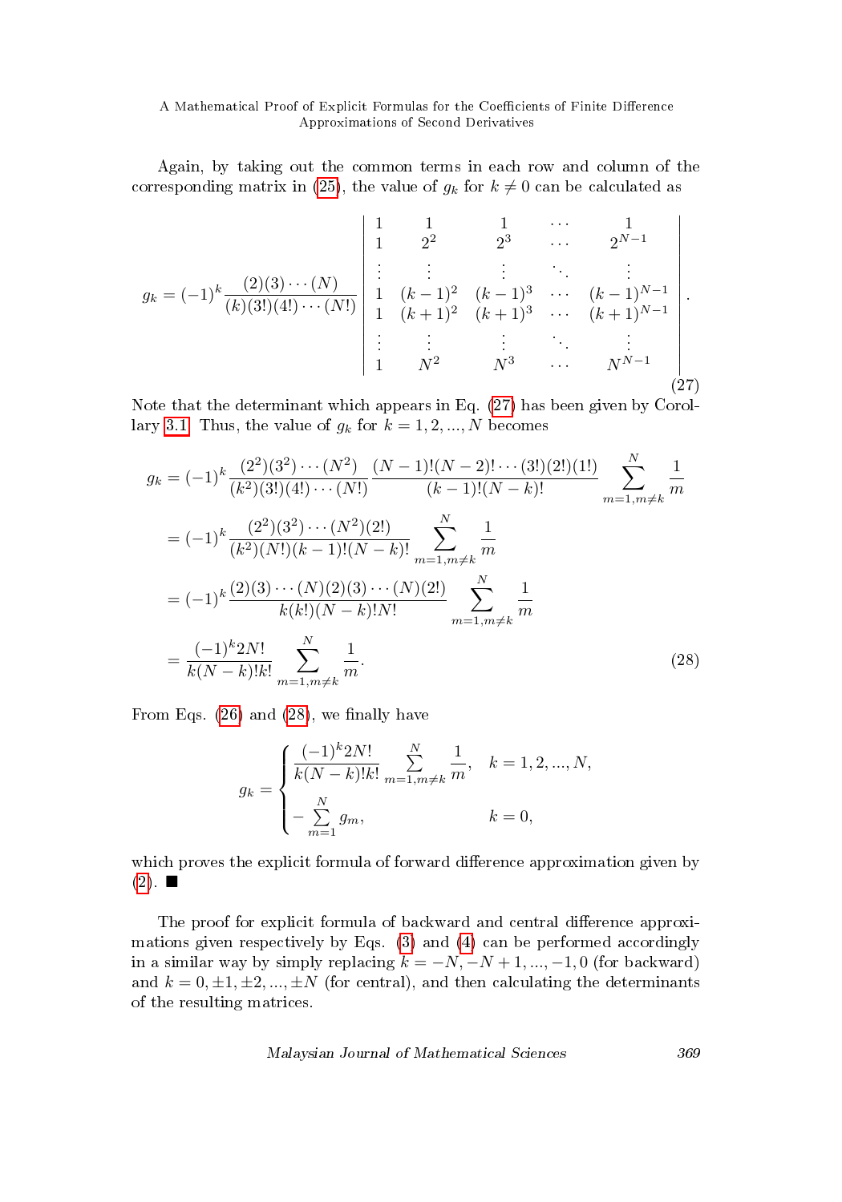Again, by taking out the common terms in each row and column of the corresponding matrix in (25), the value of $g_k$ for $k \neq 0$ can be calculated as

$$
g_k = (-1)^k \frac{(2)(3)\cdots(N)}{(k)(3!)(4!)\cdots(N!)} \begin{vmatrix} 1 & 1 & 1 & \cdots & 1 \\ 1 & 2^2 & 2^3 & \cdots & 2^{N-1} \\ \vdots & \vdots & \vdots & \ddots & \vdots \\ 1 & (k-1)^2 & (k-1)^3 & \cdots & (k-1)^{N-1} \\ 1 & (k+1)^2 & (k+1)^3 & \cdots & (k+1)^{N-1} \\ \vdots & \vdots & \vdots & \ddots & \vdots \\ 1 & N^2 & N^3 & \cdots & N^{N-1} \end{vmatrix}. \tag{27}
$$

Note that the determinant which appears in Eq. (27) has been given by Corollary 3.1. Thus, the value of $g_k$ for $k = 1, 2, ..., N$ becomes

$$
\begin{aligned}
g_k &= (-1)^k \frac{(2^2)(3^2)\cdots(N^2)}{(k^2)(3!)(4!)\cdots(N!)} \frac{(N-1)!(N-2)!\cdots(3!)(2!)(1!)}{(k-1)!(N-k)!} \sum_{m=1, m\neq k}^{N} \frac{1}{m} \\
&= (-1)^k \frac{(2^2)(3^2)\cdots(N^2)(2!)}{(k^2)(N!)(k-1)!(N-k)!} \sum_{m=1, m\neq k}^{N} \frac{1}{m} \\
&= (-1)^k \frac{(2)(3)\cdots(N)(2)(3)\cdots(N)(2!)}{k(k!)(N-k)!N!} \sum_{m=1, m\neq k}^{N} \frac{1}{m} \\
&= \frac{(-1)^k 2N!}{k(N-k)!k!} \sum_{m=1, m\neq k}^{N} \frac{1}{m}.
\end{aligned} \tag{28}
$$

From Eqs. (26) and (28), we finally have

$$
g_k = \begin{cases} \dfrac{(-1)^k 2N!}{k(N-k)!k!} \displaystyle\sum_{m=1, m\neq k}^{N} \frac{1}{m}, & k = 1, 2, ..., N, \\ -\displaystyle\sum_{m=1}^{N} g_m, & k = 0, \end{cases}
$$

which proves the explicit formula of forward difference approximation given by (2). ■

The proof for explicit formula of backward and central difference approximations given respectively by Eqs. (3) and (4) can be performed accordingly in a similar way by simply replacing $k = -N, -N+1, ..., -1, 0$ (for backward) and $k = 0, \pm 1, \pm 2, ..., \pm N$ (for central), and then calculating the determinants of the resulting matrices.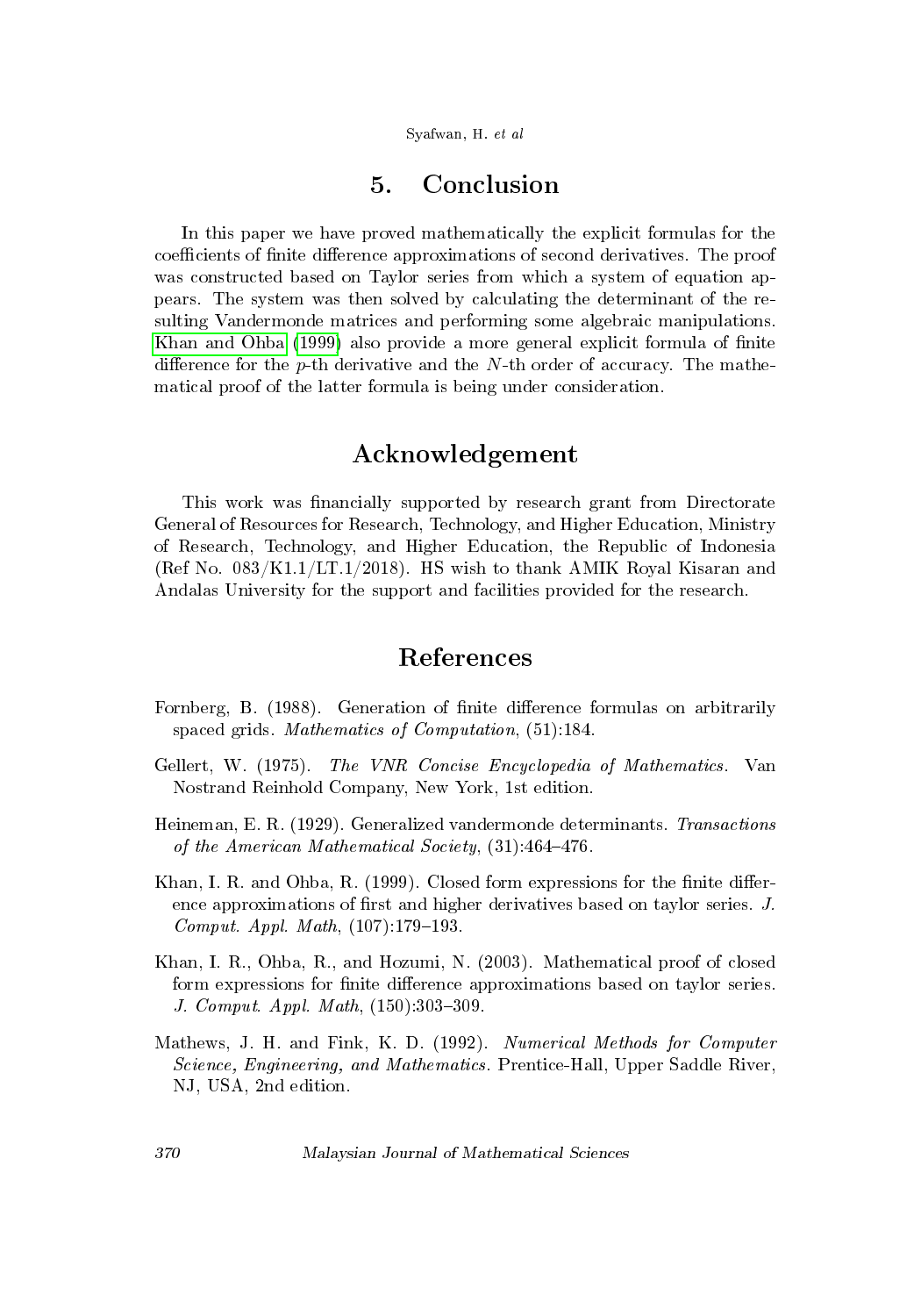# 5. Conclusion

In this paper we have proved mathematically the explicit formulas for the coefficients of finite difference approximations of second derivatives. The proof was constructed based on Taylor series from which a system of equation appears. The system was then solved by calculating the determinant of the resulting Vandermonde matrices and performing some algebraic manipulations. Khan and Ohba (1999) also provide a more general explicit formula of finite difference for the $p$-th derivative and the $N$-th order of accuracy. The mathematical proof of the latter formula is being under consideration.

# Acknowledgement

This work was financially supported by research grant from Directorate General of Resources for Research, Technology, and Higher Education, Ministry of Research, Technology, and Higher Education, the Republic of Indonesia (Ref No. 083/K1.1/LT.1/2018). HS wish to thank AMIK Royal Kisaran and Andalas University for the support and facilities provided for the research.

# References

Fornberg, B. (1988). Generation of finite difference formulas on arbitrarily spaced grids. *Mathematics of Computation*, (51):184.

Gellert, W. (1975). *The VNR Concise Encyclopedia of Mathematics*. Van Nostrand Reinhold Company, New York, 1st edition.

Heineman, E. R. (1929). Generalized vandermonde determinants. *Transactions of the American Mathematical Society*, (31):464–476.

Khan, I. R. and Ohba, R. (1999). Closed form expressions for the finite difference approximations of first and higher derivatives based on taylor series. *J. Comput. Appl. Math*, (107):179–193.

Khan, I. R., Ohba, R., and Hozumi, N. (2003). Mathematical proof of closed form expressions for finite difference approximations based on taylor series. *J. Comput. Appl. Math*, (150):303–309.

Mathews, J. H. and Fink, K. D. (1992). *Numerical Methods for Computer Science, Engineering, and Mathematics*. Prentice-Hall, Upper Saddle River, NJ, USA, 2nd edition.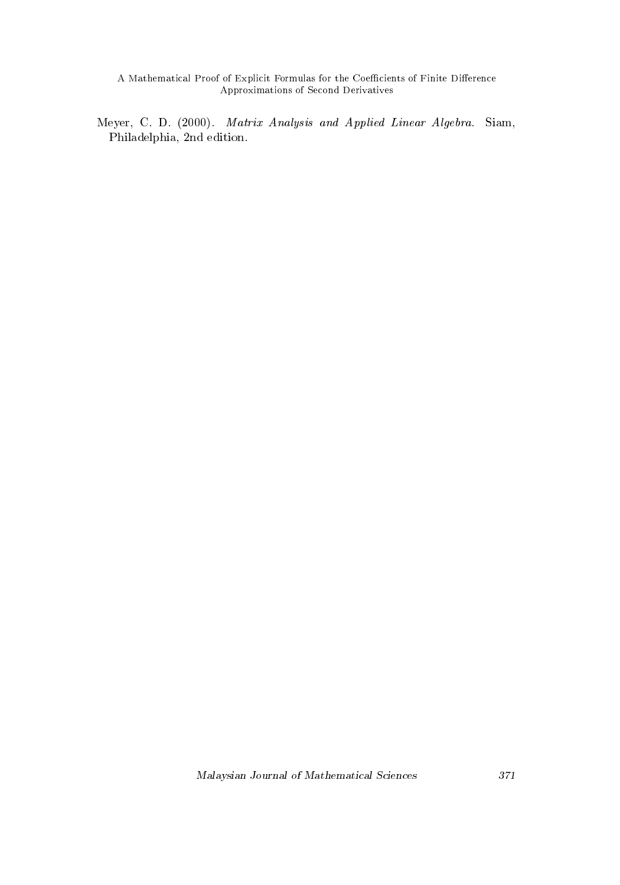Meyer, C. D. (2000). *Matrix Analysis and Applied Linear Algebra*. Siam, Philadelphia, 2nd edition.